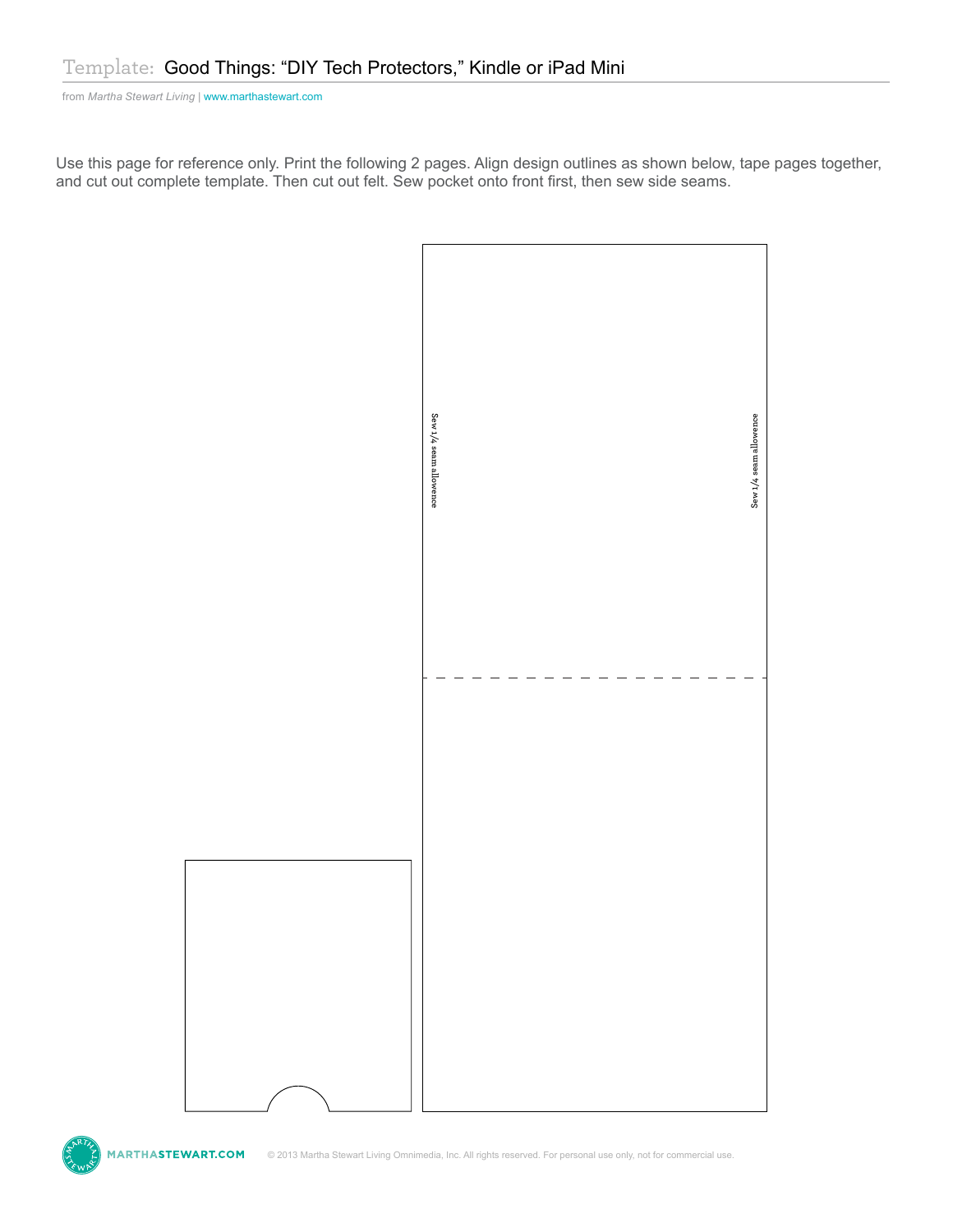# Template: Good Things: "DIY Tech Protectors," Kindle or iPad Mini

from *Martha Stewart Living* | www.marthastewart.com

Use this page for reference only. Print the following 2 pages. Align design outlines as shown below, tape pages together, and cut out complete template. Then cut out felt. Sew pocket onto front first, then sew side seams.

Sew 1/4 seam allowence

Sew 1/4 seam allowence

MARTHASTEWART.COM

© 2013 Martha Stewart Living Omnimedia, Inc. All rights reserved. For personal use only, not for commercial use.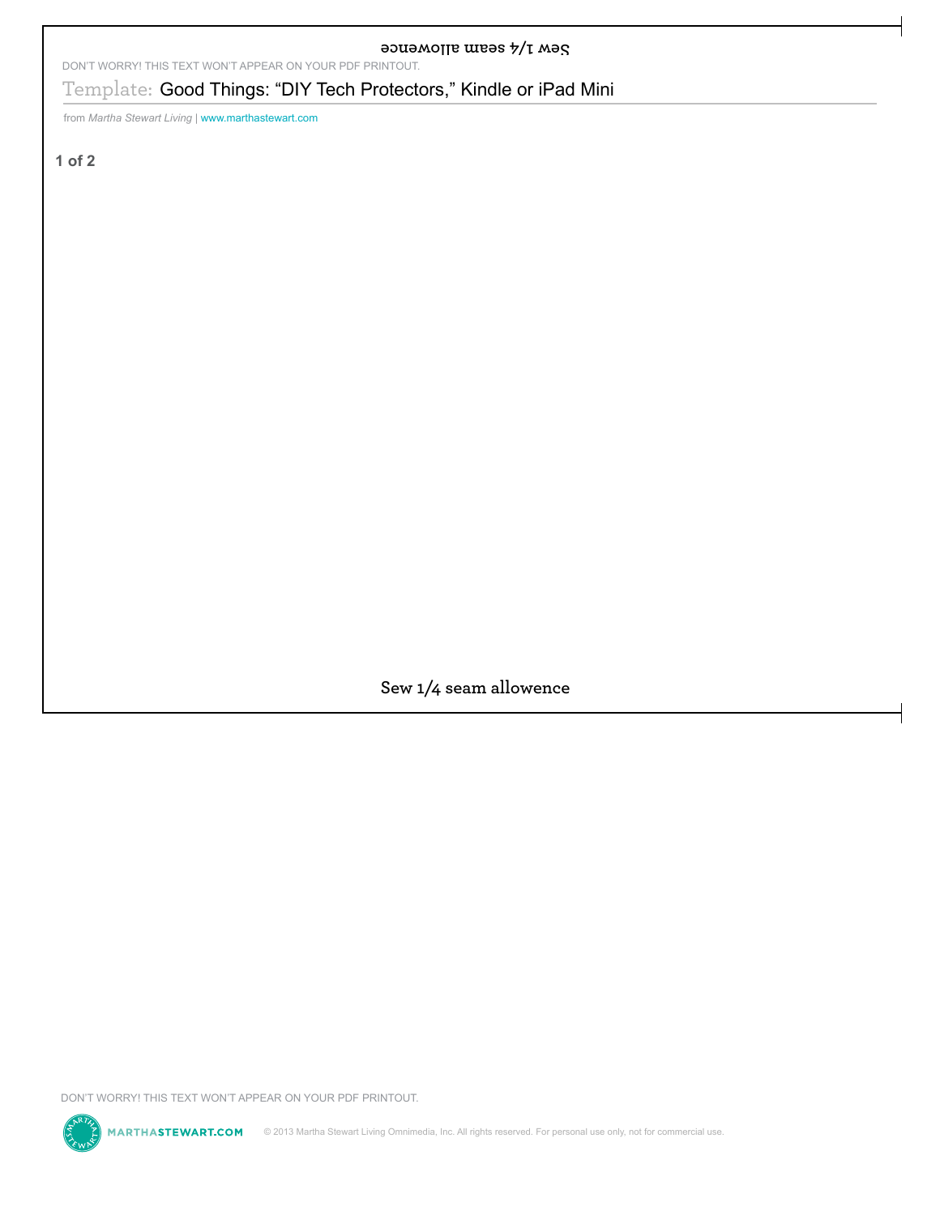Sew 1/4 seam allowence

DON'T WORRY! THIS TEXT WON'T APPEAR ON YOUR PDF PRINTOUT.

# Template: Good Things: "DIY Tech Protectors," Kindle or iPad Mini

from *Martha Stewart Living* | www.marthastewart.com

**1 of 2**

Sew 1/4 seam allowence

DON'T WORRY! THIS TEXT WON'T APPEAR ON YOUR PDF PRINTOUT.

MARTHASTEWART.COM © 2013 Martha Stewart Living Omnimedia, Inc. All rights reserved. For personal use only, not for commercial use.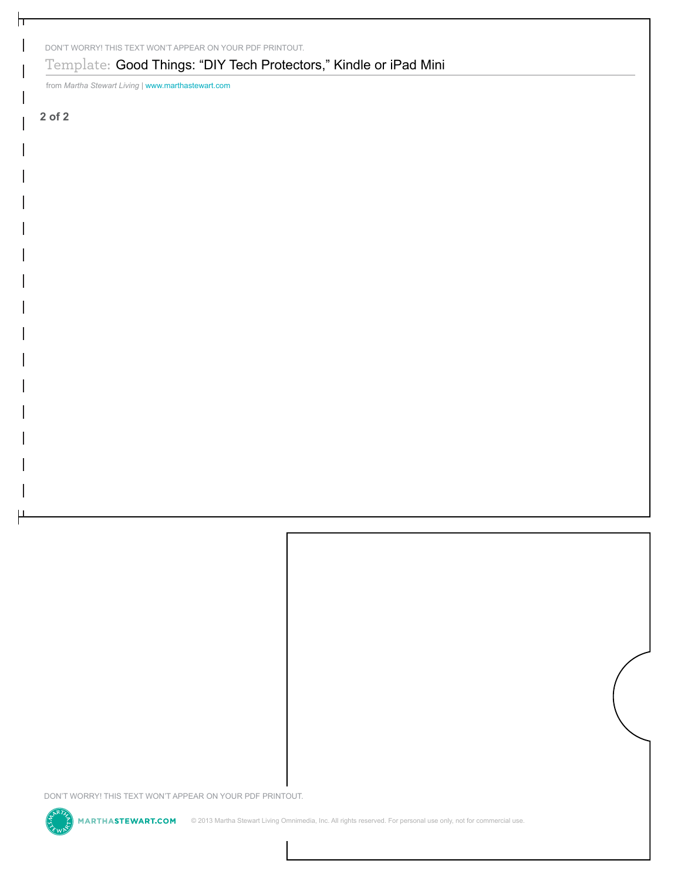DON'T WORRY! THIS TEXT WON'T APPEAR ON YOUR PDF PRINTOUT.

Template: Good Things: "DIY Tech Protectors," Kindle or iPad Mini

from *Martha Stewart Living* | www.marthastewart.com

DON'T WORRY! THIS TEXT WON'T APPEAR ON YOUR PDF PRINTOUT.

MARTHASTEWART.COM

© 2013 Martha Stewart Living Omnimedia, Inc. All rights reserved. For personal use only, not for commercial use.